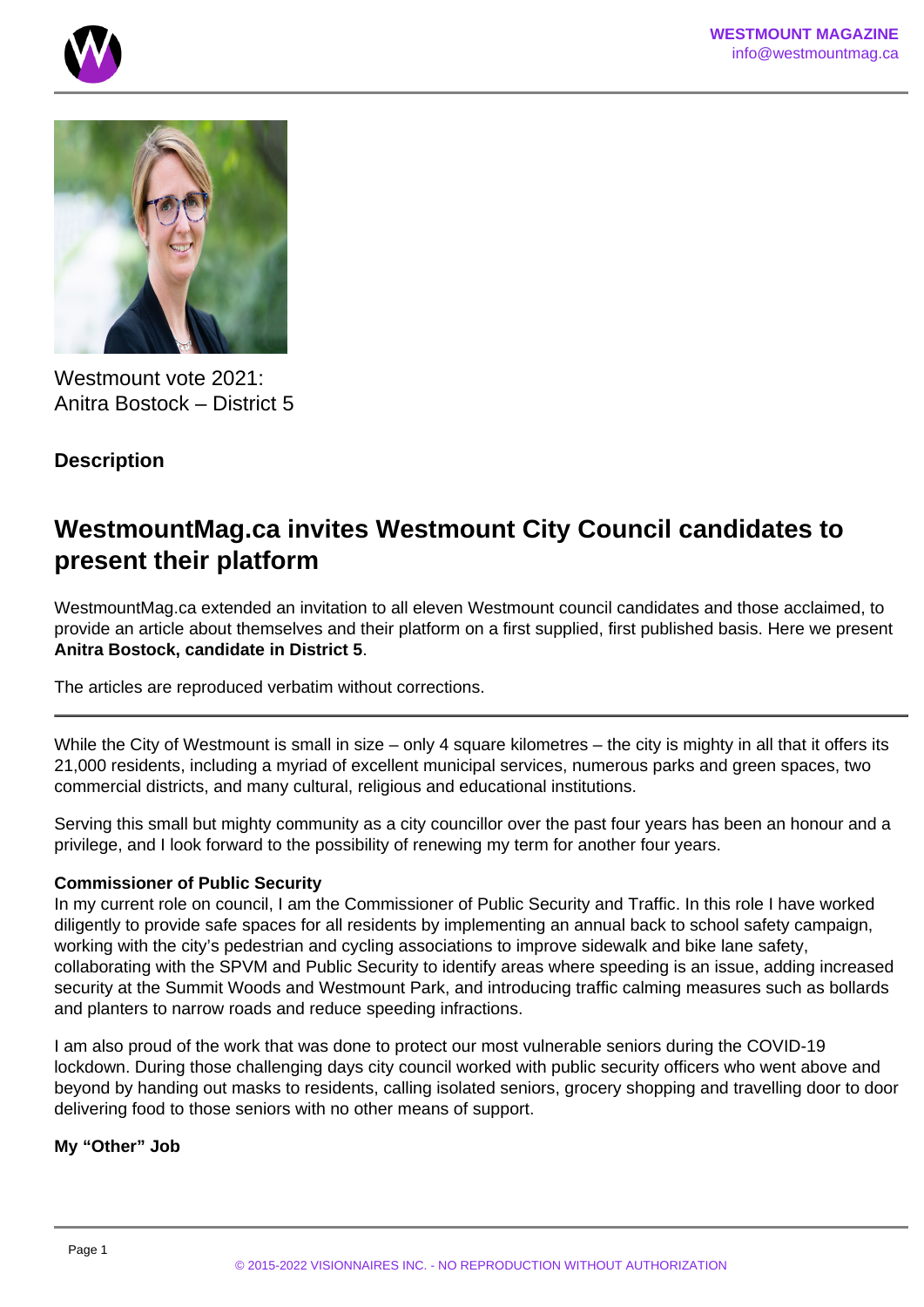Westmount vote 2021:
Anitra Bostock – District 5

**Description**

## WestmountMag.ca invites Westmount City Council candidates to present their platform

WestmountMag.ca extended an invitation to all eleven Westmount council candidates and those acclaimed, to provide an article about themselves and their platform on a first supplied, first published basis. Here we present **Anitra Bostock, candidate in District 5**.

The articles are reproduced verbatim without corrections.

---

While the City of Westmount is small in size – only 4 square kilometres – the city is mighty in all that it offers its 21,000 residents, including a myriad of excellent municipal services, numerous parks and green spaces, two commercial districts, and many cultural, religious and educational institutions.

Serving this small but mighty community as a city councillor over the past four years has been an honour and a privilege, and I look forward to the possibility of renewing my term for another four years.

**Commissioner of Public Security**
In my current role on council, I am the Commissioner of Public Security and Traffic. In this role I have worked diligently to provide safe spaces for all residents by implementing an annual back to school safety campaign, working with the city's pedestrian and cycling associations to improve sidewalk and bike lane safety, collaborating with the SPVM and Public Security to identify areas where speeding is an issue, adding increased security at the Summit Woods and Westmount Park, and introducing traffic calming measures such as bollards and planters to narrow roads and reduce speeding infractions.

I am also proud of the work that was done to protect our most vulnerable seniors during the COVID-19 lockdown. During those challenging days city council worked with public security officers who went above and beyond by handing out masks to residents, calling isolated seniors, grocery shopping and travelling door to door delivering food to those seniors with no other means of support.

**My "Other" Job**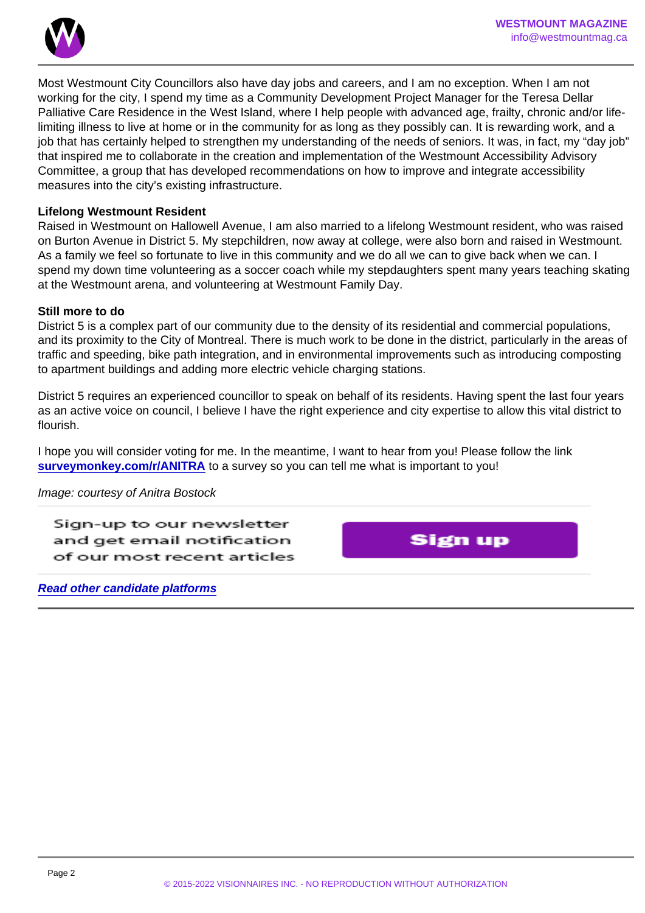Most Westmount City Councillors also have day jobs and careers, and I am no exception. When I am not working for the city, I spend my time as a Community Development Project Manager for the Teresa Dellar Palliative Care Residence in the West Island, where I help people with advanced age, frailty, chronic and/or life-limiting illness to live at home or in the community for as long as they possibly can. It is rewarding work, and a job that has certainly helped to strengthen my understanding of the needs of seniors. It was, in fact, my "day job" that inspired me to collaborate in the creation and implementation of the Westmount Accessibility Advisory Committee, a group that has developed recommendations on how to improve and integrate accessibility measures into the city's existing infrastructure.

**Lifelong Westmount Resident**

Raised in Westmount on Hallowell Avenue, I am also married to a lifelong Westmount resident, who was raised on Burton Avenue in District 5. My stepchildren, now away at college, were also born and raised in Westmount. As a family we feel so fortunate to live in this community and we do all we can to give back when we can. I spend my down time volunteering as a soccer coach while my stepdaughters spent many years teaching skating at the Westmount arena, and volunteering at Westmount Family Day.

**Still more to do**

District 5 is a complex part of our community due to the density of its residential and commercial populations, and its proximity to the City of Montreal. There is much work to be done in the district, particularly in the areas of traffic and speeding, bike path integration, and in environmental improvements such as introducing composting to apartment buildings and adding more electric vehicle charging stations.

District 5 requires an experienced councillor to speak on behalf of its residents. Having spent the last four years as an active voice on council, I believe I have the right experience and city expertise to allow this vital district to flourish.

I hope you will consider voting for me. In the meantime, I want to hear from you! Please follow the link **surveymonkey.com/r/ANITRA** to a survey so you can tell me what is important to you!

*Image: courtesy of Anitra Bostock*

Sign-up to our newsletter and get email notification of our most recent articles

Sign up

***Read other candidate platforms***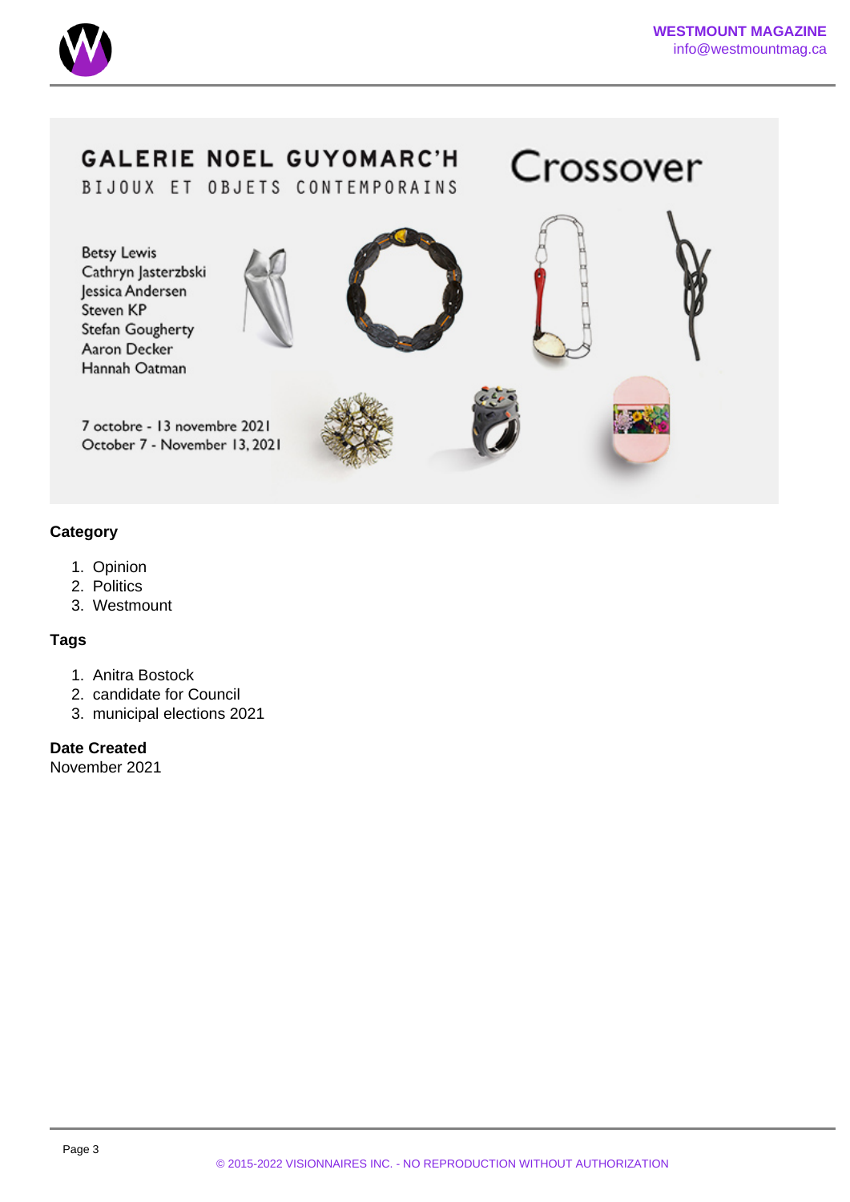GALERIE NOEL GUYOMARC'H

BIJOUX ET OBJETS CONTEMPORAINS

Crossover

Betsy Lewis
Cathryn Jasterzbski
Jessica Andersen
Steven KP
Stefan Gougherty
Aaron Decker
Hannah Oatman

7 octobre - 13 novembre 2021
October 7 - November 13, 2021

**Category**

1. Opinion
2. Politics
3. Westmount

**Tags**

1. Anitra Bostock
2. candidate for Council
3. municipal elections 2021

**Date Created**
November 2021